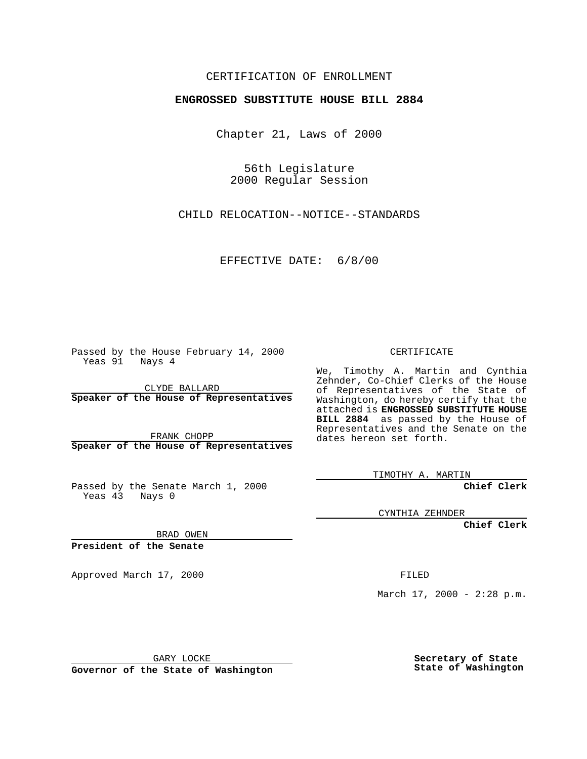CERTIFICATION OF ENROLLMENT

**ENGROSSED SUBSTITUTE HOUSE BILL 2884**

Chapter 21, Laws of 2000

56th Legislature
2000 Regular Session

CHILD RELOCATION--NOTICE--STANDARDS

EFFECTIVE DATE: 6/8/00

Passed by the House February 14, 2000
Yeas 91 Nays 4

CLYDE BALLARD
**Speaker of the House of Representatives**

FRANK CHOPP
**Speaker of the House of Representatives**

Passed by the Senate March 1, 2000
Yeas 43 Nays 0

BRAD OWEN
**President of the Senate**

Approved March 17, 2000

GARY LOCKE
**Governor of the State of Washington**

CERTIFICATE

We, Timothy A. Martin and Cynthia Zehnder, Co-Chief Clerks of the House of Representatives of the State of Washington, do hereby certify that the attached is **ENGROSSED SUBSTITUTE HOUSE BILL 2884** as passed by the House of Representatives and the Senate on the dates hereon set forth.

TIMOTHY A. MARTIN
**Chief Clerk**

CYNTHIA ZEHNDER
**Chief Clerk**

FILED

March 17, 2000 - 2:28 p.m.

**Secretary of State**
**State of Washington**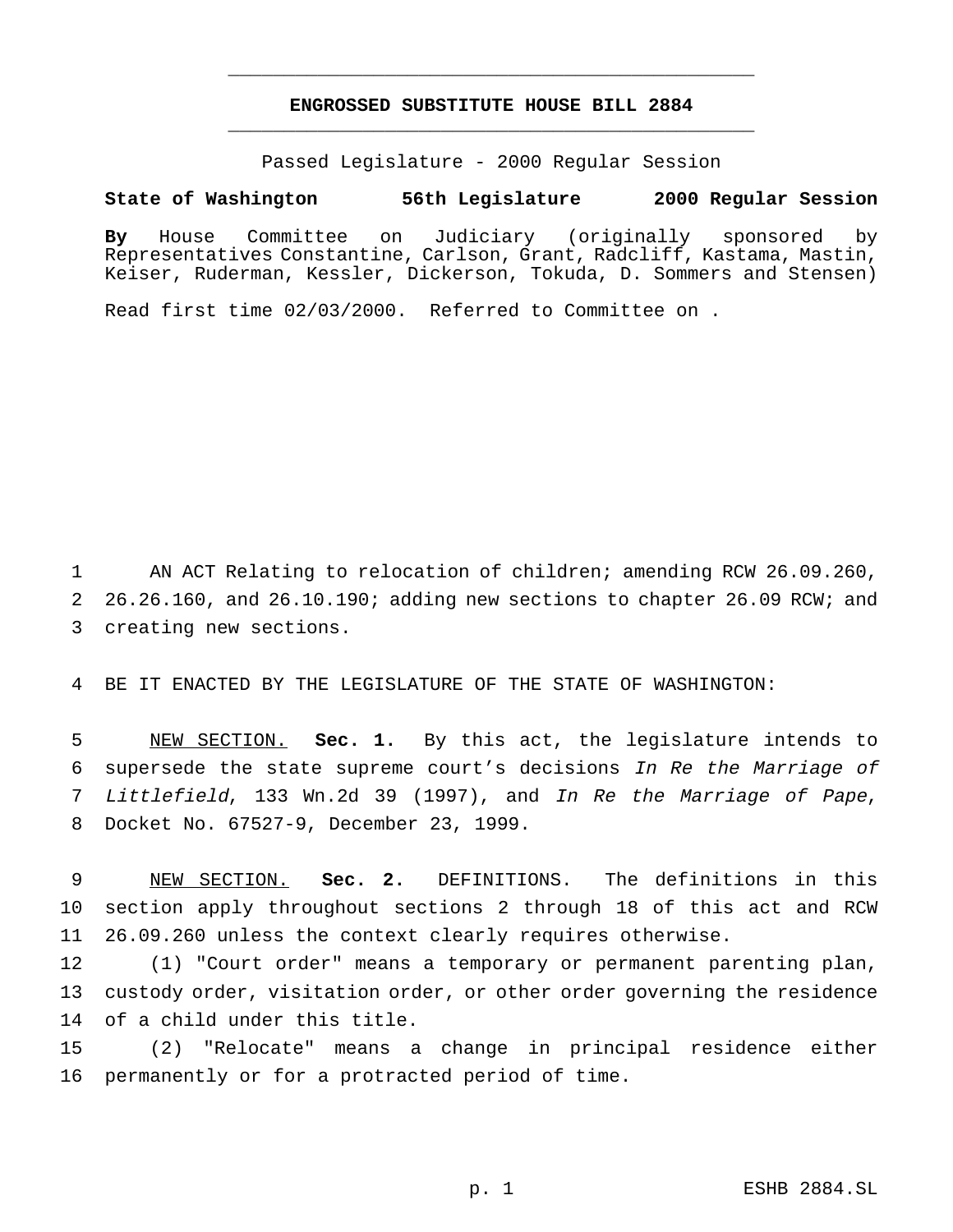# ENGROSSED SUBSTITUTE HOUSE BILL 2884

Passed Legislature - 2000 Regular Session

**State of Washington 56th Legislature 2000 Regular Session**

**By** House Committee on Judiciary (originally sponsored by Representatives Constantine, Carlson, Grant, Radcliff, Kastama, Mastin, Keiser, Ruderman, Kessler, Dickerson, Tokuda, D. Sommers and Stensen)

Read first time 02/03/2000. Referred to Committee on .

1 AN ACT Relating to relocation of children; amending RCW 26.09.260,
2 26.26.160, and 26.10.190; adding new sections to chapter 26.09 RCW; and
3 creating new sections.

4 BE IT ENACTED BY THE LEGISLATURE OF THE STATE OF WASHINGTON:

5 NEW SECTION. **Sec. 1.** By this act, the legislature intends to
6 supersede the state supreme court's decisions *In Re the Marriage of*
7 *Littlefield*, 133 Wn.2d 39 (1997), and *In Re the Marriage of Pape*,
8 Docket No. 67527-9, December 23, 1999.

9 NEW SECTION. **Sec. 2.** DEFINITIONS. The definitions in this
10 section apply throughout sections 2 through 18 of this act and RCW
11 26.09.260 unless the context clearly requires otherwise.

12 (1) "Court order" means a temporary or permanent parenting plan,
13 custody order, visitation order, or other order governing the residence
14 of a child under this title.

15 (2) "Relocate" means a change in principal residence either
16 permanently or for a protracted period of time.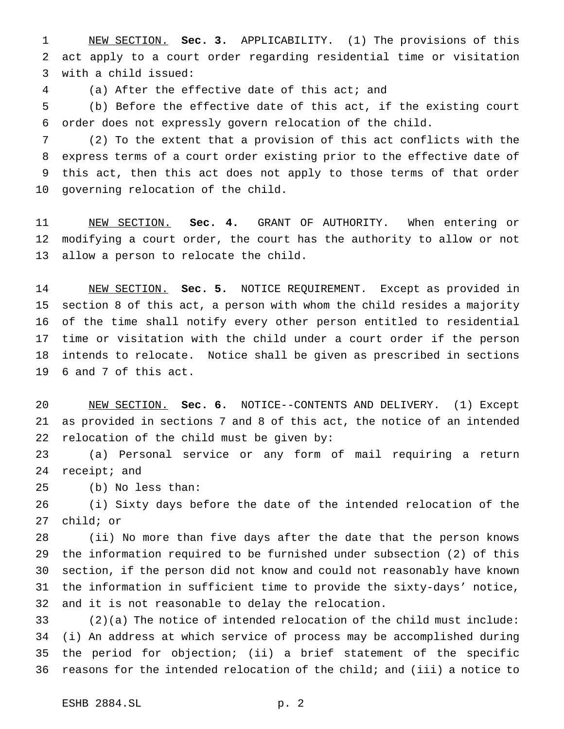NEW SECTION. **Sec. 3.** APPLICABILITY. (1) The provisions of this act apply to a court order regarding residential time or visitation with a child issued:

(a) After the effective date of this act; and

(b) Before the effective date of this act, if the existing court order does not expressly govern relocation of the child.

(2) To the extent that a provision of this act conflicts with the express terms of a court order existing prior to the effective date of this act, then this act does not apply to those terms of that order governing relocation of the child.

NEW SECTION. **Sec. 4.** GRANT OF AUTHORITY. When entering or modifying a court order, the court has the authority to allow or not allow a person to relocate the child.

NEW SECTION. **Sec. 5.** NOTICE REQUIREMENT. Except as provided in section 8 of this act, a person with whom the child resides a majority of the time shall notify every other person entitled to residential time or visitation with the child under a court order if the person intends to relocate. Notice shall be given as prescribed in sections 6 and 7 of this act.

NEW SECTION. **Sec. 6.** NOTICE--CONTENTS AND DELIVERY. (1) Except as provided in sections 7 and 8 of this act, the notice of an intended relocation of the child must be given by:

(a) Personal service or any form of mail requiring a return receipt; and

(b) No less than:

(i) Sixty days before the date of the intended relocation of the child; or

(ii) No more than five days after the date that the person knows the information required to be furnished under subsection (2) of this section, if the person did not know and could not reasonably have known the information in sufficient time to provide the sixty-days' notice, and it is not reasonable to delay the relocation.

(2)(a) The notice of intended relocation of the child must include: (i) An address at which service of process may be accomplished during the period for objection; (ii) a brief statement of the specific reasons for the intended relocation of the child; and (iii) a notice to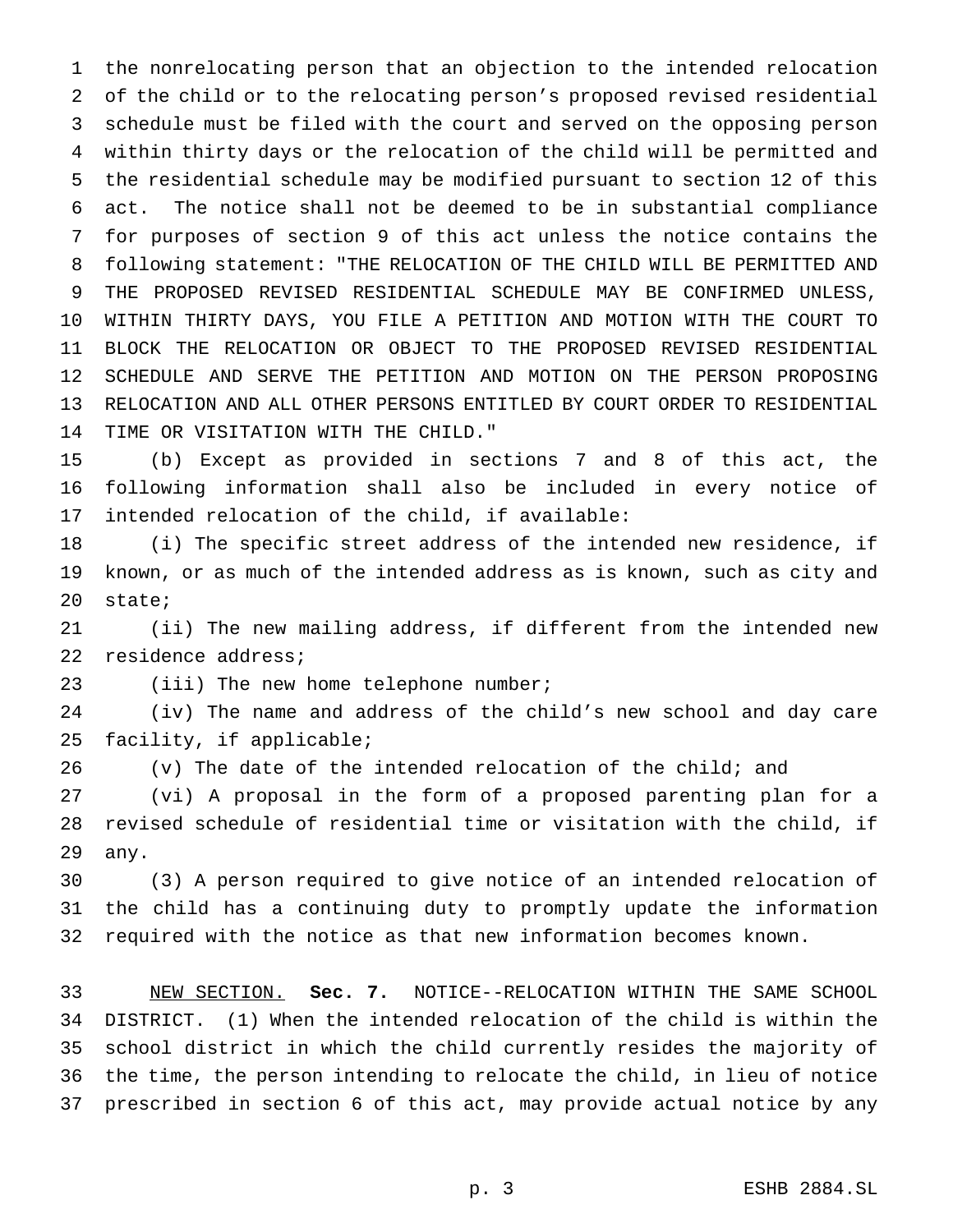the nonrelocating person that an objection to the intended relocation of the child or to the relocating person's proposed revised residential schedule must be filed with the court and served on the opposing person within thirty days or the relocation of the child will be permitted and the residential schedule may be modified pursuant to section 12 of this act. The notice shall not be deemed to be in substantial compliance for purposes of section 9 of this act unless the notice contains the following statement: "THE RELOCATION OF THE CHILD WILL BE PERMITTED AND THE PROPOSED REVISED RESIDENTIAL SCHEDULE MAY BE CONFIRMED UNLESS, WITHIN THIRTY DAYS, YOU FILE A PETITION AND MOTION WITH THE COURT TO BLOCK THE RELOCATION OR OBJECT TO THE PROPOSED REVISED RESIDENTIAL SCHEDULE AND SERVE THE PETITION AND MOTION ON THE PERSON PROPOSING RELOCATION AND ALL OTHER PERSONS ENTITLED BY COURT ORDER TO RESIDENTIAL TIME OR VISITATION WITH THE CHILD."

(b) Except as provided in sections 7 and 8 of this act, the following information shall also be included in every notice of intended relocation of the child, if available:

(i) The specific street address of the intended new residence, if known, or as much of the intended address as is known, such as city and state;

(ii) The new mailing address, if different from the intended new residence address;

(iii) The new home telephone number;

(iv) The name and address of the child's new school and day care facility, if applicable;

(v) The date of the intended relocation of the child; and

(vi) A proposal in the form of a proposed parenting plan for a revised schedule of residential time or visitation with the child, if any.

(3) A person required to give notice of an intended relocation of the child has a continuing duty to promptly update the information required with the notice as that new information becomes known.

NEW SECTION. **Sec. 7.** NOTICE--RELOCATION WITHIN THE SAME SCHOOL DISTRICT. (1) When the intended relocation of the child is within the school district in which the child currently resides the majority of the time, the person intending to relocate the child, in lieu of notice prescribed in section 6 of this act, may provide actual notice by any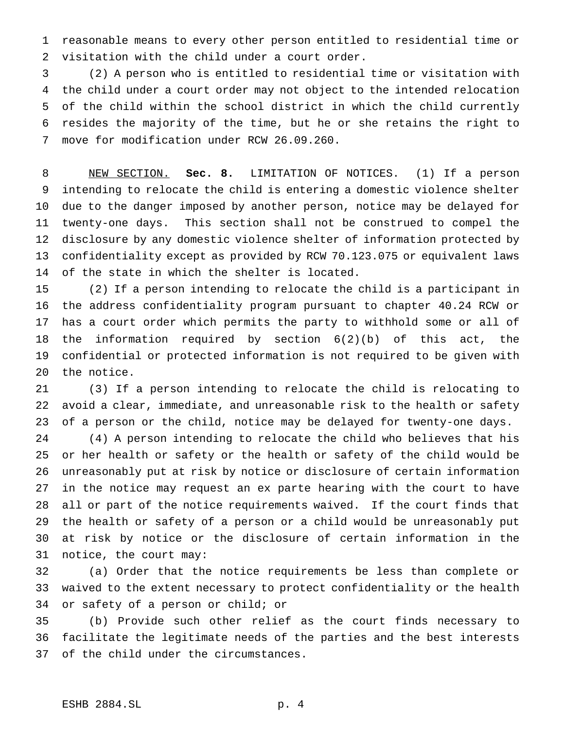reasonable means to every other person entitled to residential time or visitation with the child under a court order.

(2) A person who is entitled to residential time or visitation with the child under a court order may not object to the intended relocation of the child within the school district in which the child currently resides the majority of the time, but he or she retains the right to move for modification under RCW 26.09.260.

NEW SECTION. **Sec. 8.** LIMITATION OF NOTICES. (1) If a person intending to relocate the child is entering a domestic violence shelter due to the danger imposed by another person, notice may be delayed for twenty-one days. This section shall not be construed to compel the disclosure by any domestic violence shelter of information protected by confidentiality except as provided by RCW 70.123.075 or equivalent laws of the state in which the shelter is located.

(2) If a person intending to relocate the child is a participant in the address confidentiality program pursuant to chapter 40.24 RCW or has a court order which permits the party to withhold some or all of the information required by section 6(2)(b) of this act, the confidential or protected information is not required to be given with the notice.

(3) If a person intending to relocate the child is relocating to avoid a clear, immediate, and unreasonable risk to the health or safety of a person or the child, notice may be delayed for twenty-one days.

(4) A person intending to relocate the child who believes that his or her health or safety or the health or safety of the child would be unreasonably put at risk by notice or disclosure of certain information in the notice may request an ex parte hearing with the court to have all or part of the notice requirements waived. If the court finds that the health or safety of a person or a child would be unreasonably put at risk by notice or the disclosure of certain information in the notice, the court may:

(a) Order that the notice requirements be less than complete or waived to the extent necessary to protect confidentiality or the health or safety of a person or child; or

(b) Provide such other relief as the court finds necessary to facilitate the legitimate needs of the parties and the best interests of the child under the circumstances.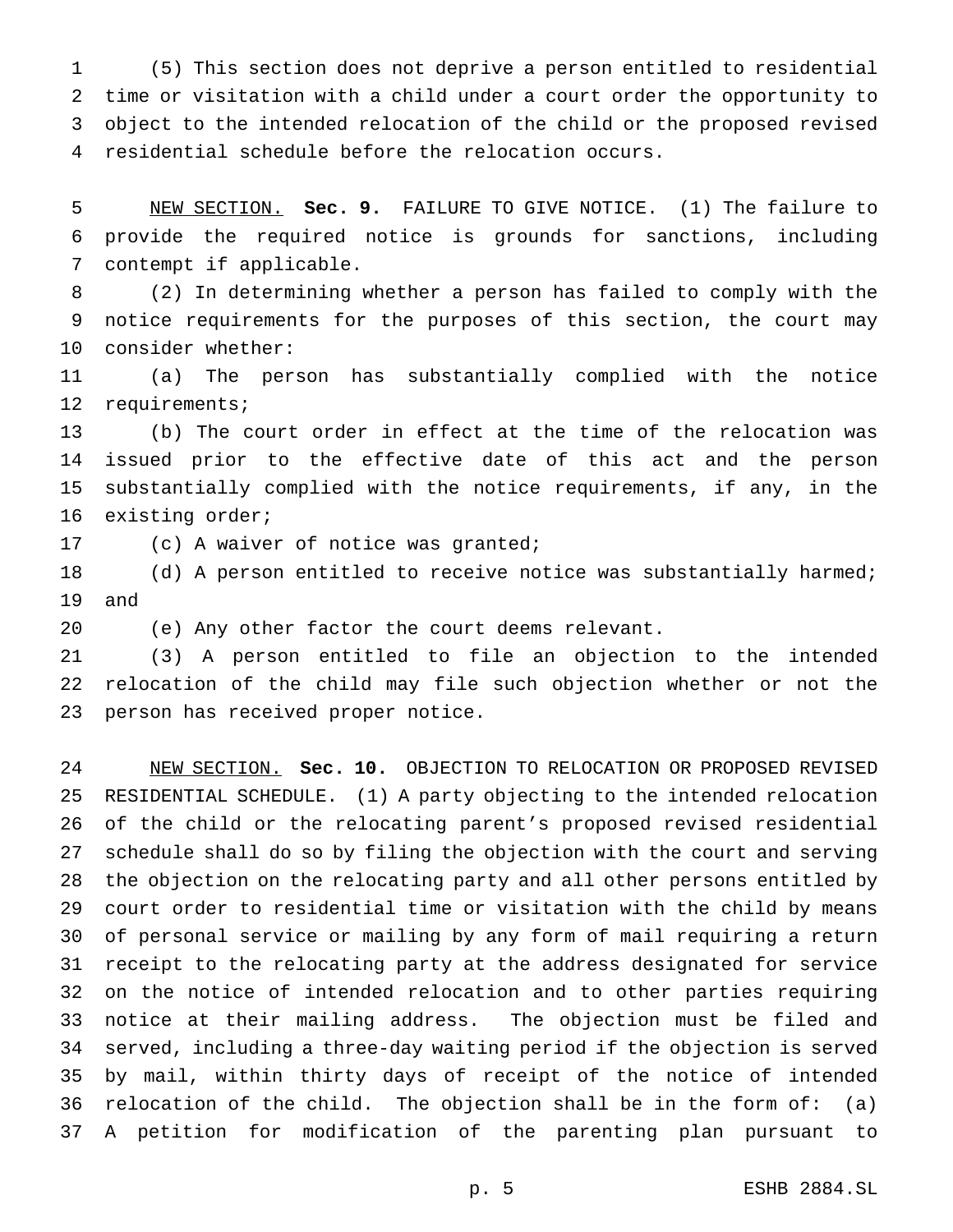(5) This section does not deprive a person entitled to residential time or visitation with a child under a court order the opportunity to object to the intended relocation of the child or the proposed revised residential schedule before the relocation occurs.

NEW SECTION. **Sec. 9.** FAILURE TO GIVE NOTICE. (1) The failure to provide the required notice is grounds for sanctions, including contempt if applicable.

(2) In determining whether a person has failed to comply with the notice requirements for the purposes of this section, the court may consider whether:

(a) The person has substantially complied with the notice requirements;

(b) The court order in effect at the time of the relocation was issued prior to the effective date of this act and the person substantially complied with the notice requirements, if any, in the existing order;

(c) A waiver of notice was granted;

(d) A person entitled to receive notice was substantially harmed; and

(e) Any other factor the court deems relevant.

(3) A person entitled to file an objection to the intended relocation of the child may file such objection whether or not the person has received proper notice.

NEW SECTION. **Sec. 10.** OBJECTION TO RELOCATION OR PROPOSED REVISED RESIDENTIAL SCHEDULE. (1) A party objecting to the intended relocation of the child or the relocating parent's proposed revised residential schedule shall do so by filing the objection with the court and serving the objection on the relocating party and all other persons entitled by court order to residential time or visitation with the child by means of personal service or mailing by any form of mail requiring a return receipt to the relocating party at the address designated for service on the notice of intended relocation and to other parties requiring notice at their mailing address. The objection must be filed and served, including a three-day waiting period if the objection is served by mail, within thirty days of receipt of the notice of intended relocation of the child. The objection shall be in the form of: (a) A petition for modification of the parenting plan pursuant to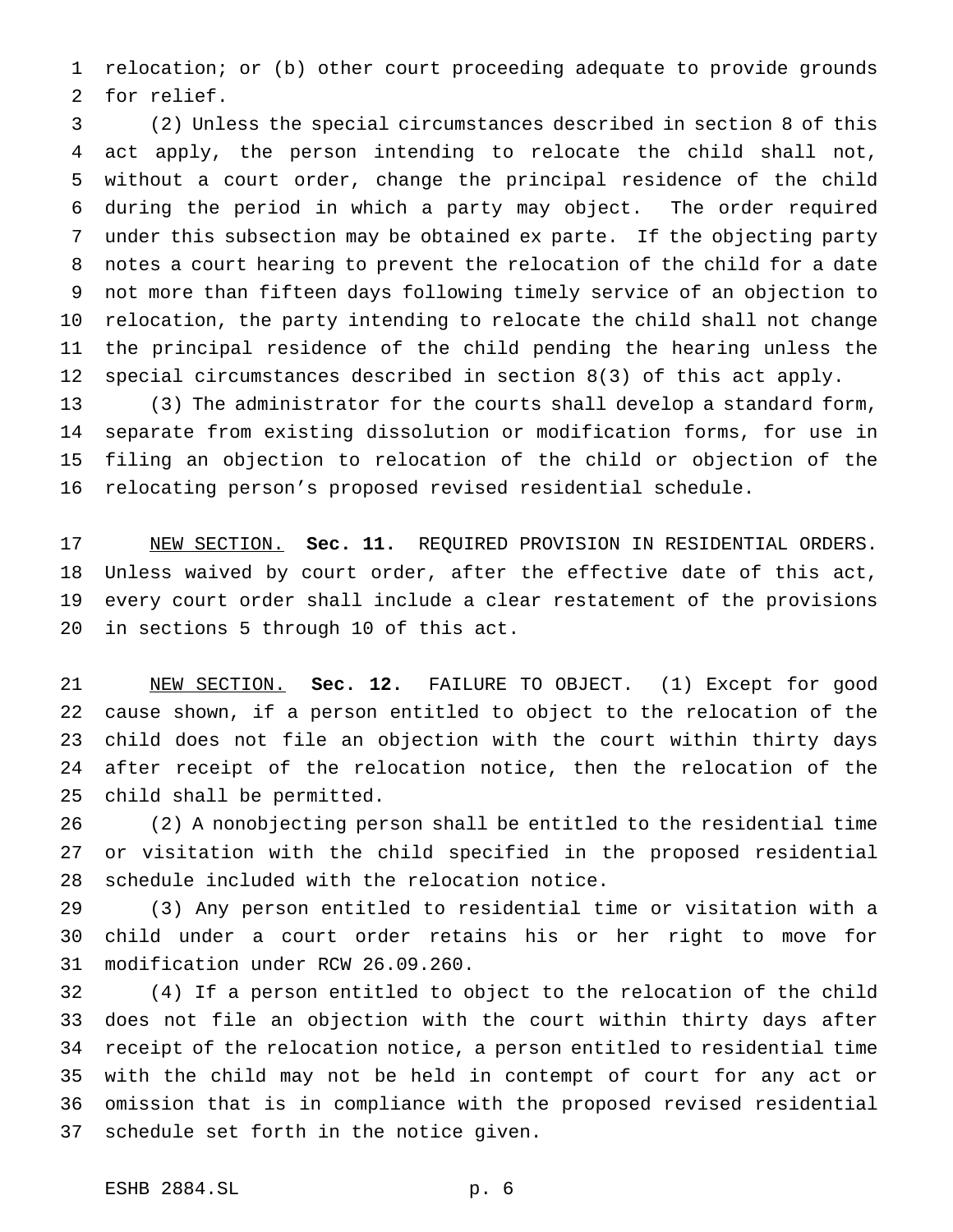relocation; or (b) other court proceeding adequate to provide grounds for relief.

(2) Unless the special circumstances described in section 8 of this act apply, the person intending to relocate the child shall not, without a court order, change the principal residence of the child during the period in which a party may object. The order required under this subsection may be obtained ex parte. If the objecting party notes a court hearing to prevent the relocation of the child for a date not more than fifteen days following timely service of an objection to relocation, the party intending to relocate the child shall not change the principal residence of the child pending the hearing unless the special circumstances described in section 8(3) of this act apply.

(3) The administrator for the courts shall develop a standard form, separate from existing dissolution or modification forms, for use in filing an objection to relocation of the child or objection of the relocating person's proposed revised residential schedule.

NEW SECTION. **Sec. 11.** REQUIRED PROVISION IN RESIDENTIAL ORDERS. Unless waived by court order, after the effective date of this act, every court order shall include a clear restatement of the provisions in sections 5 through 10 of this act.

NEW SECTION. **Sec. 12.** FAILURE TO OBJECT. (1) Except for good cause shown, if a person entitled to object to the relocation of the child does not file an objection with the court within thirty days after receipt of the relocation notice, then the relocation of the child shall be permitted.

(2) A nonobjecting person shall be entitled to the residential time or visitation with the child specified in the proposed residential schedule included with the relocation notice.

(3) Any person entitled to residential time or visitation with a child under a court order retains his or her right to move for modification under RCW 26.09.260.

(4) If a person entitled to object to the relocation of the child does not file an objection with the court within thirty days after receipt of the relocation notice, a person entitled to residential time with the child may not be held in contempt of court for any act or omission that is in compliance with the proposed revised residential schedule set forth in the notice given.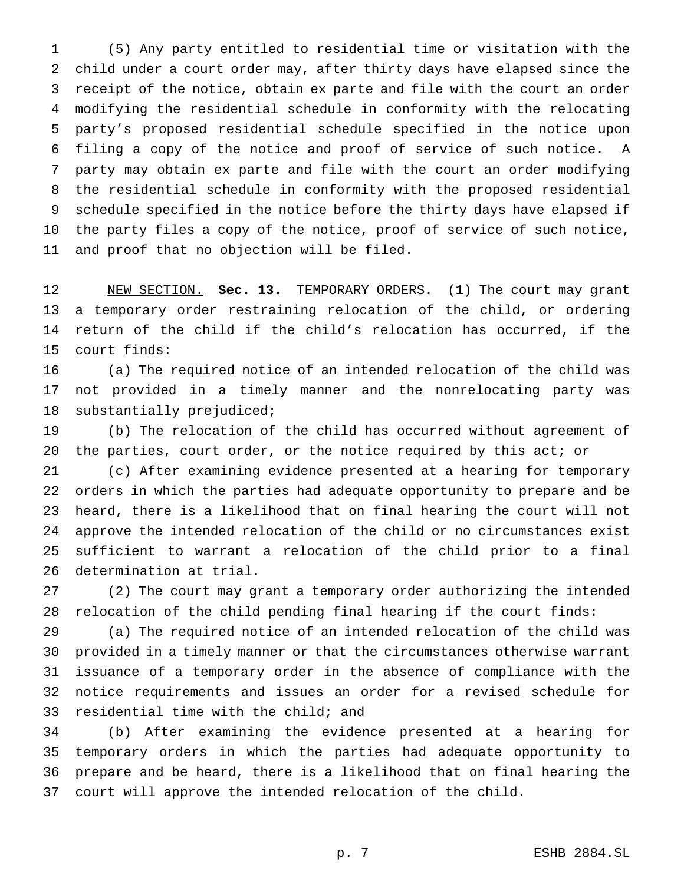(5) Any party entitled to residential time or visitation with the child under a court order may, after thirty days have elapsed since the receipt of the notice, obtain ex parte and file with the court an order modifying the residential schedule in conformity with the relocating party's proposed residential schedule specified in the notice upon filing a copy of the notice and proof of service of such notice. A party may obtain ex parte and file with the court an order modifying the residential schedule in conformity with the proposed residential schedule specified in the notice before the thirty days have elapsed if the party files a copy of the notice, proof of service of such notice, and proof that no objection will be filed.

NEW SECTION. **Sec. 13.** TEMPORARY ORDERS. (1) The court may grant a temporary order restraining relocation of the child, or ordering return of the child if the child's relocation has occurred, if the court finds:

(a) The required notice of an intended relocation of the child was not provided in a timely manner and the nonrelocating party was substantially prejudiced;

(b) The relocation of the child has occurred without agreement of the parties, court order, or the notice required by this act; or

(c) After examining evidence presented at a hearing for temporary orders in which the parties had adequate opportunity to prepare and be heard, there is a likelihood that on final hearing the court will not approve the intended relocation of the child or no circumstances exist sufficient to warrant a relocation of the child prior to a final determination at trial.

(2) The court may grant a temporary order authorizing the intended relocation of the child pending final hearing if the court finds:

(a) The required notice of an intended relocation of the child was provided in a timely manner or that the circumstances otherwise warrant issuance of a temporary order in the absence of compliance with the notice requirements and issues an order for a revised schedule for residential time with the child; and

(b) After examining the evidence presented at a hearing for temporary orders in which the parties had adequate opportunity to prepare and be heard, there is a likelihood that on final hearing the court will approve the intended relocation of the child.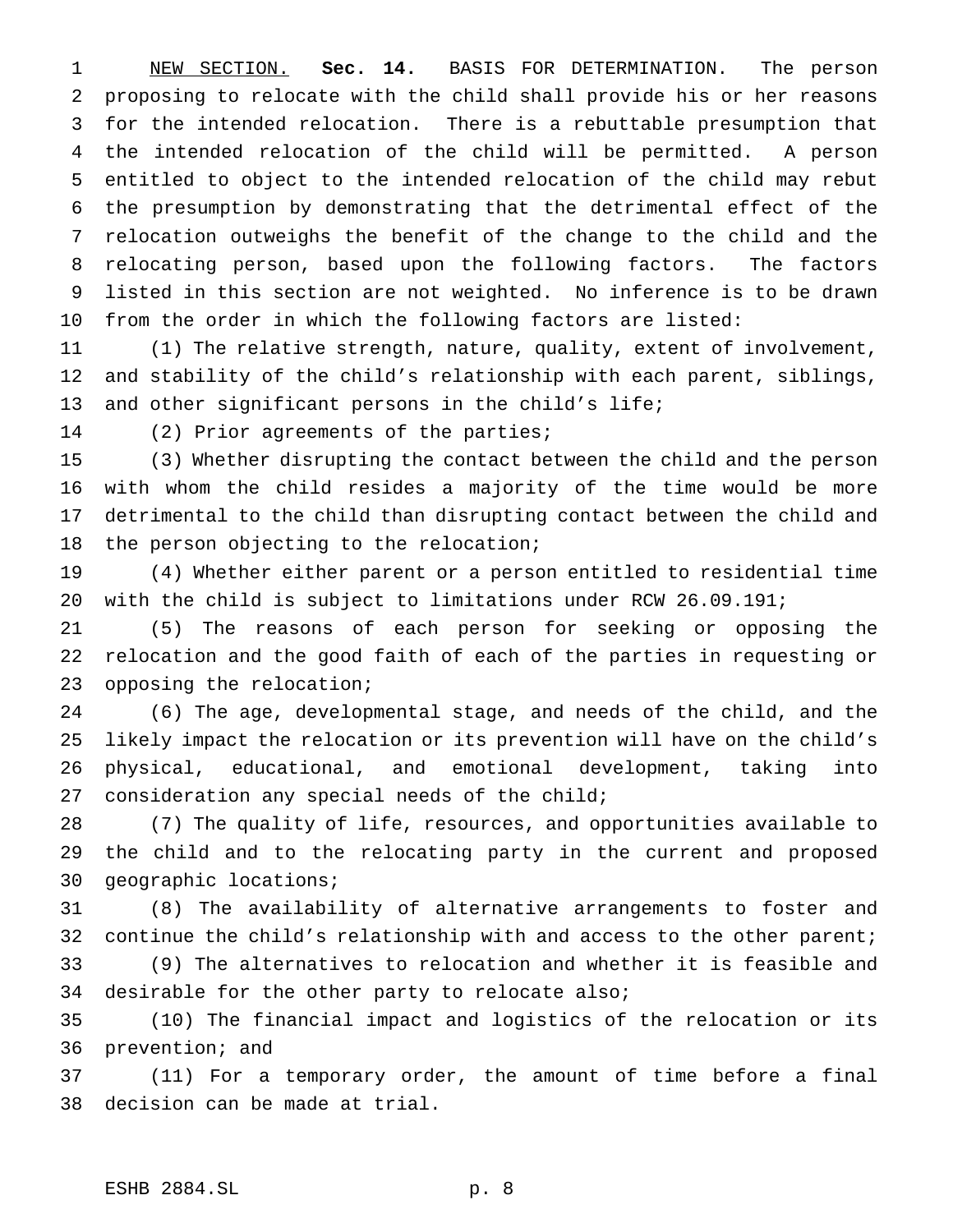NEW SECTION. **Sec. 14.** BASIS FOR DETERMINATION. The person proposing to relocate with the child shall provide his or her reasons for the intended relocation. There is a rebuttable presumption that the intended relocation of the child will be permitted. A person entitled to object to the intended relocation of the child may rebut the presumption by demonstrating that the detrimental effect of the relocation outweighs the benefit of the change to the child and the relocating person, based upon the following factors. The factors listed in this section are not weighted. No inference is to be drawn from the order in which the following factors are listed:

(1) The relative strength, nature, quality, extent of involvement, and stability of the child's relationship with each parent, siblings, and other significant persons in the child's life;

(2) Prior agreements of the parties;

(3) Whether disrupting the contact between the child and the person with whom the child resides a majority of the time would be more detrimental to the child than disrupting contact between the child and the person objecting to the relocation;

(4) Whether either parent or a person entitled to residential time with the child is subject to limitations under RCW 26.09.191;

(5) The reasons of each person for seeking or opposing the relocation and the good faith of each of the parties in requesting or opposing the relocation;

(6) The age, developmental stage, and needs of the child, and the likely impact the relocation or its prevention will have on the child's physical, educational, and emotional development, taking into consideration any special needs of the child;

(7) The quality of life, resources, and opportunities available to the child and to the relocating party in the current and proposed geographic locations;

(8) The availability of alternative arrangements to foster and continue the child's relationship with and access to the other parent;

(9) The alternatives to relocation and whether it is feasible and desirable for the other party to relocate also;

(10) The financial impact and logistics of the relocation or its prevention; and

(11) For a temporary order, the amount of time before a final decision can be made at trial.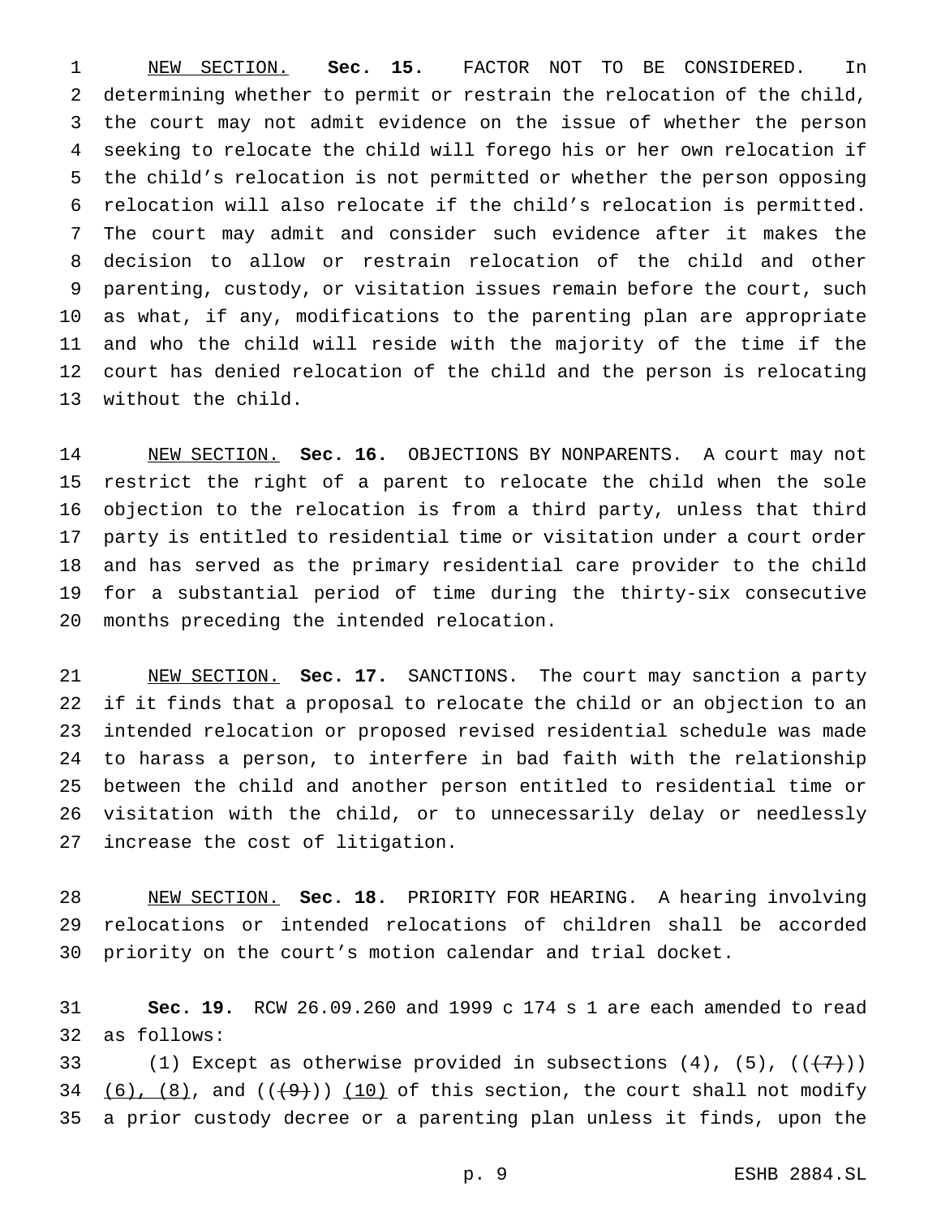NEW SECTION. **Sec. 15.** FACTOR NOT TO BE CONSIDERED. In determining whether to permit or restrain the relocation of the child, the court may not admit evidence on the issue of whether the person seeking to relocate the child will forego his or her own relocation if the child's relocation is not permitted or whether the person opposing relocation will also relocate if the child's relocation is permitted. The court may admit and consider such evidence after it makes the decision to allow or restrain relocation of the child and other parenting, custody, or visitation issues remain before the court, such as what, if any, modifications to the parenting plan are appropriate and who the child will reside with the majority of the time if the court has denied relocation of the child and the person is relocating without the child.

NEW SECTION. **Sec. 16.** OBJECTIONS BY NONPARENTS. A court may not restrict the right of a parent to relocate the child when the sole objection to the relocation is from a third party, unless that third party is entitled to residential time or visitation under a court order and has served as the primary residential care provider to the child for a substantial period of time during the thirty-six consecutive months preceding the intended relocation.

NEW SECTION. **Sec. 17.** SANCTIONS. The court may sanction a party if it finds that a proposal to relocate the child or an objection to an intended relocation or proposed revised residential schedule was made to harass a person, to interfere in bad faith with the relationship between the child and another person entitled to residential time or visitation with the child, or to unnecessarily delay or needlessly increase the cost of litigation.

NEW SECTION. **Sec. 18.** PRIORITY FOR HEARING. A hearing involving relocations or intended relocations of children shall be accorded priority on the court's motion calendar and trial docket.

**Sec. 19.** RCW 26.09.260 and 1999 c 174 s 1 are each amended to read as follows:

(1) Except as otherwise provided in subsections (4), (5), ((~~(7)~~)) (6), (8), and ((~~(9)~~)) (10) of this section, the court shall not modify a prior custody decree or a parenting plan unless it finds, upon the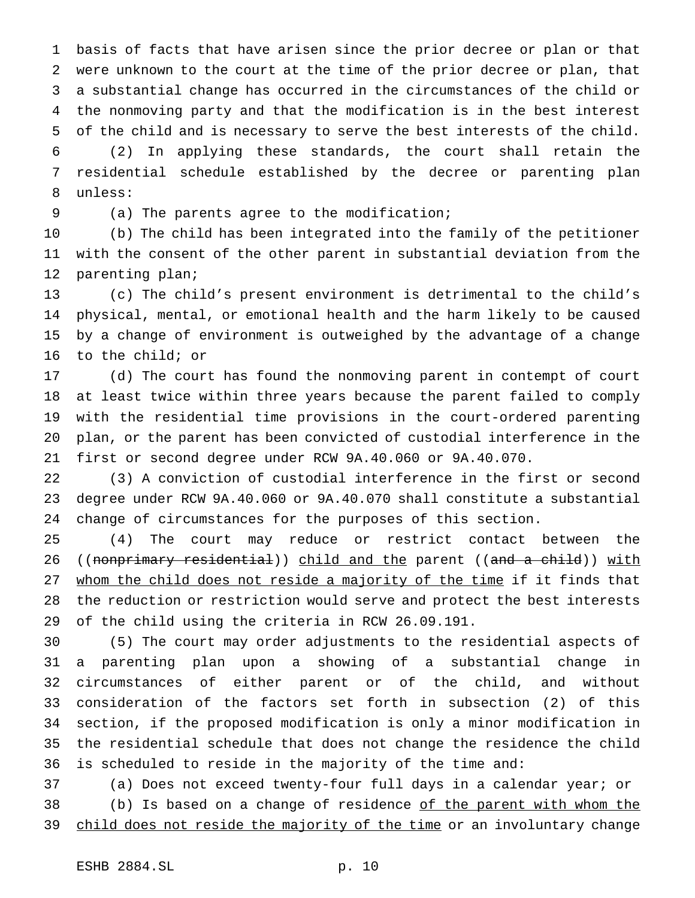basis of facts that have arisen since the prior decree or plan or that were unknown to the court at the time of the prior decree or plan, that a substantial change has occurred in the circumstances of the child or the nonmoving party and that the modification is in the best interest of the child and is necessary to serve the best interests of the child.

(2) In applying these standards, the court shall retain the residential schedule established by the decree or parenting plan unless:

(a) The parents agree to the modification;

(b) The child has been integrated into the family of the petitioner with the consent of the other parent in substantial deviation from the parenting plan;

(c) The child's present environment is detrimental to the child's physical, mental, or emotional health and the harm likely to be caused by a change of environment is outweighed by the advantage of a change to the child; or

(d) The court has found the nonmoving parent in contempt of court at least twice within three years because the parent failed to comply with the residential time provisions in the court-ordered parenting plan, or the parent has been convicted of custodial interference in the first or second degree under RCW 9A.40.060 or 9A.40.070.

(3) A conviction of custodial interference in the first or second degree under RCW 9A.40.060 or 9A.40.070 shall constitute a substantial change of circumstances for the purposes of this section.

(4) The court may reduce or restrict contact between the ((~~nonprimary residential~~)) <u>child and the</u> parent ((~~and a child~~)) <u>with whom the child does not reside a majority of the time</u> if it finds that the reduction or restriction would serve and protect the best interests of the child using the criteria in RCW 26.09.191.

(5) The court may order adjustments to the residential aspects of a parenting plan upon a showing of a substantial change in circumstances of either parent or of the child, and without consideration of the factors set forth in subsection (2) of this section, if the proposed modification is only a minor modification in the residential schedule that does not change the residence the child is scheduled to reside in the majority of the time and:

(a) Does not exceed twenty-four full days in a calendar year; or

(b) Is based on a change of residence <u>of the parent with whom the child does not reside the majority of the time</u> or an involuntary change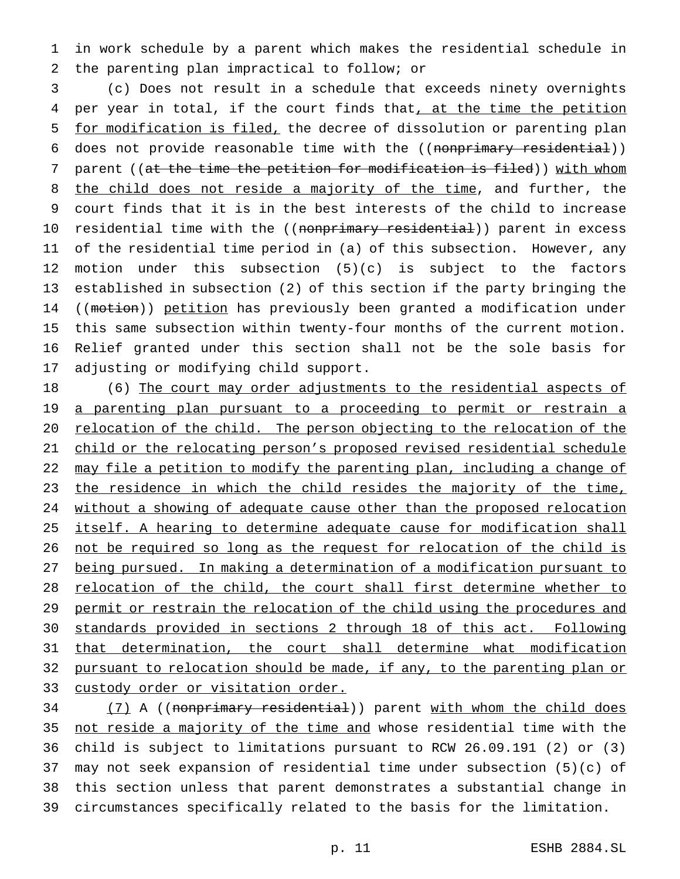in work schedule by a parent which makes the residential schedule in the parenting plan impractical to follow; or

(c) Does not result in a schedule that exceeds ninety overnights per year in total, if the court finds that, at the time the petition for modification is filed, the decree of dissolution or parenting plan does not provide reasonable time with the ((~~nonprimary residential~~)) parent ((~~at the time the petition for modification is filed~~)) with whom the child does not reside a majority of the time, and further, the court finds that it is in the best interests of the child to increase residential time with the ((~~nonprimary residential~~)) parent in excess of the residential time period in (a) of this subsection. However, any motion under this subsection (5)(c) is subject to the factors established in subsection (2) of this section if the party bringing the ((~~motion~~)) petition has previously been granted a modification under this same subsection within twenty-four months of the current motion. Relief granted under this section shall not be the sole basis for adjusting or modifying child support.

(6) The court may order adjustments to the residential aspects of a parenting plan pursuant to a proceeding to permit or restrain a relocation of the child. The person objecting to the relocation of the child or the relocating person's proposed revised residential schedule may file a petition to modify the parenting plan, including a change of the residence in which the child resides the majority of the time, without a showing of adequate cause other than the proposed relocation itself. A hearing to determine adequate cause for modification shall not be required so long as the request for relocation of the child is being pursued. In making a determination of a modification pursuant to relocation of the child, the court shall first determine whether to permit or restrain the relocation of the child using the procedures and standards provided in sections 2 through 18 of this act. Following that determination, the court shall determine what modification pursuant to relocation should be made, if any, to the parenting plan or custody order or visitation order.

(7) A ((~~nonprimary residential~~)) parent with whom the child does not reside a majority of the time and whose residential time with the child is subject to limitations pursuant to RCW 26.09.191 (2) or (3) may not seek expansion of residential time under subsection (5)(c) of this section unless that parent demonstrates a substantial change in circumstances specifically related to the basis for the limitation.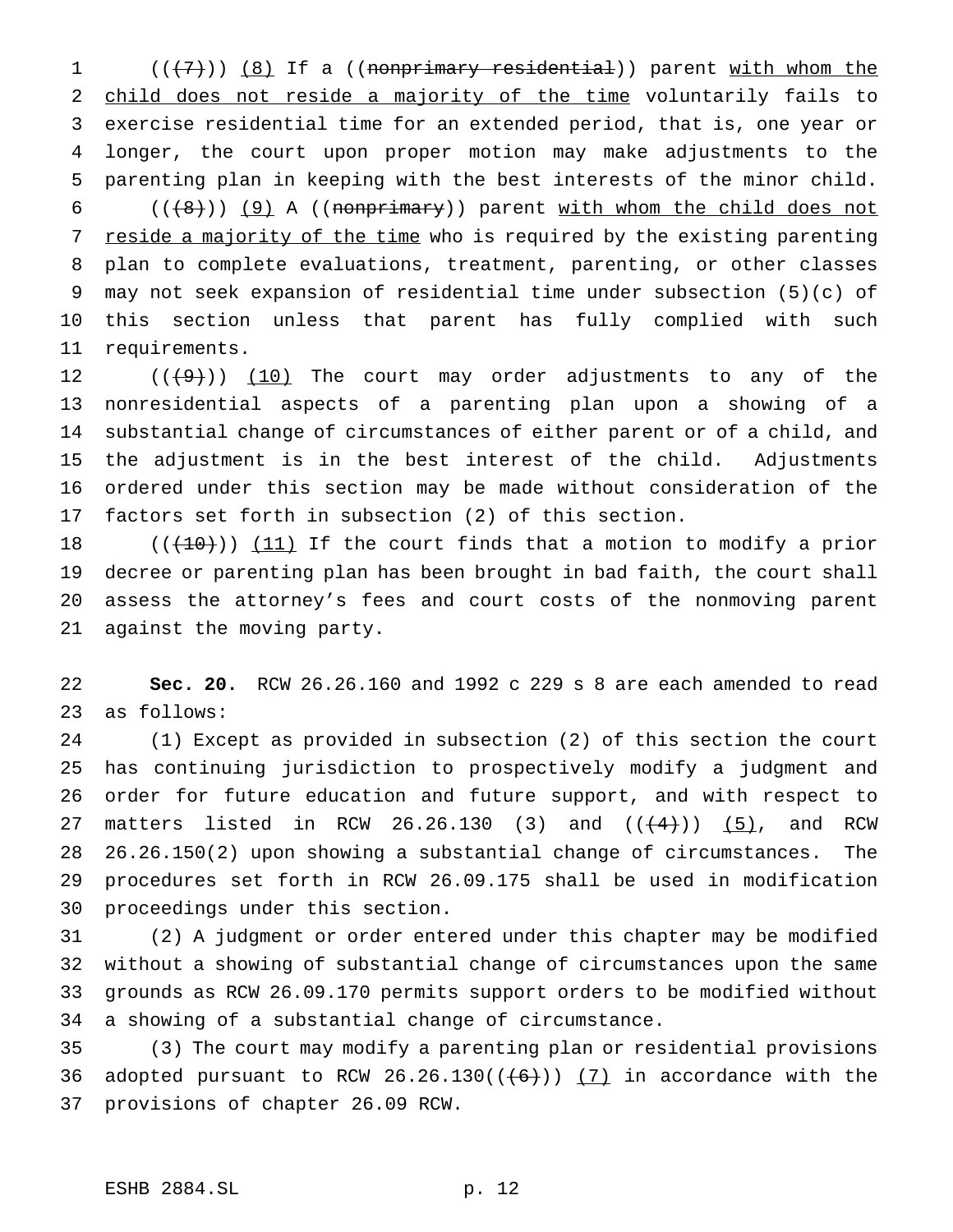(((7))) (8) If a ((nonprimary residential)) parent with whom the child does not reside a majority of the time voluntarily fails to exercise residential time for an extended period, that is, one year or longer, the court upon proper motion may make adjustments to the parenting plan in keeping with the best interests of the minor child.

(((8))) (9) A ((nonprimary)) parent with whom the child does not reside a majority of the time who is required by the existing parenting plan to complete evaluations, treatment, parenting, or other classes may not seek expansion of residential time under subsection (5)(c) of this section unless that parent has fully complied with such requirements.

(((9))) (10) The court may order adjustments to any of the nonresidential aspects of a parenting plan upon a showing of a substantial change of circumstances of either parent or of a child, and the adjustment is in the best interest of the child. Adjustments ordered under this section may be made without consideration of the factors set forth in subsection (2) of this section.

(((10))) (11) If the court finds that a motion to modify a prior decree or parenting plan has been brought in bad faith, the court shall assess the attorney's fees and court costs of the nonmoving parent against the moving party.

**Sec. 20.** RCW 26.26.160 and 1992 c 229 s 8 are each amended to read as follows:

(1) Except as provided in subsection (2) of this section the court has continuing jurisdiction to prospectively modify a judgment and order for future education and future support, and with respect to matters listed in RCW 26.26.130 (3) and (((4))) (5), and RCW 26.26.150(2) upon showing a substantial change of circumstances. The procedures set forth in RCW 26.09.175 shall be used in modification proceedings under this section.

(2) A judgment or order entered under this chapter may be modified without a showing of substantial change of circumstances upon the same grounds as RCW 26.09.170 permits support orders to be modified without a showing of a substantial change of circumstance.

(3) The court may modify a parenting plan or residential provisions adopted pursuant to RCW 26.26.130(((6))) (7) in accordance with the provisions of chapter 26.09 RCW.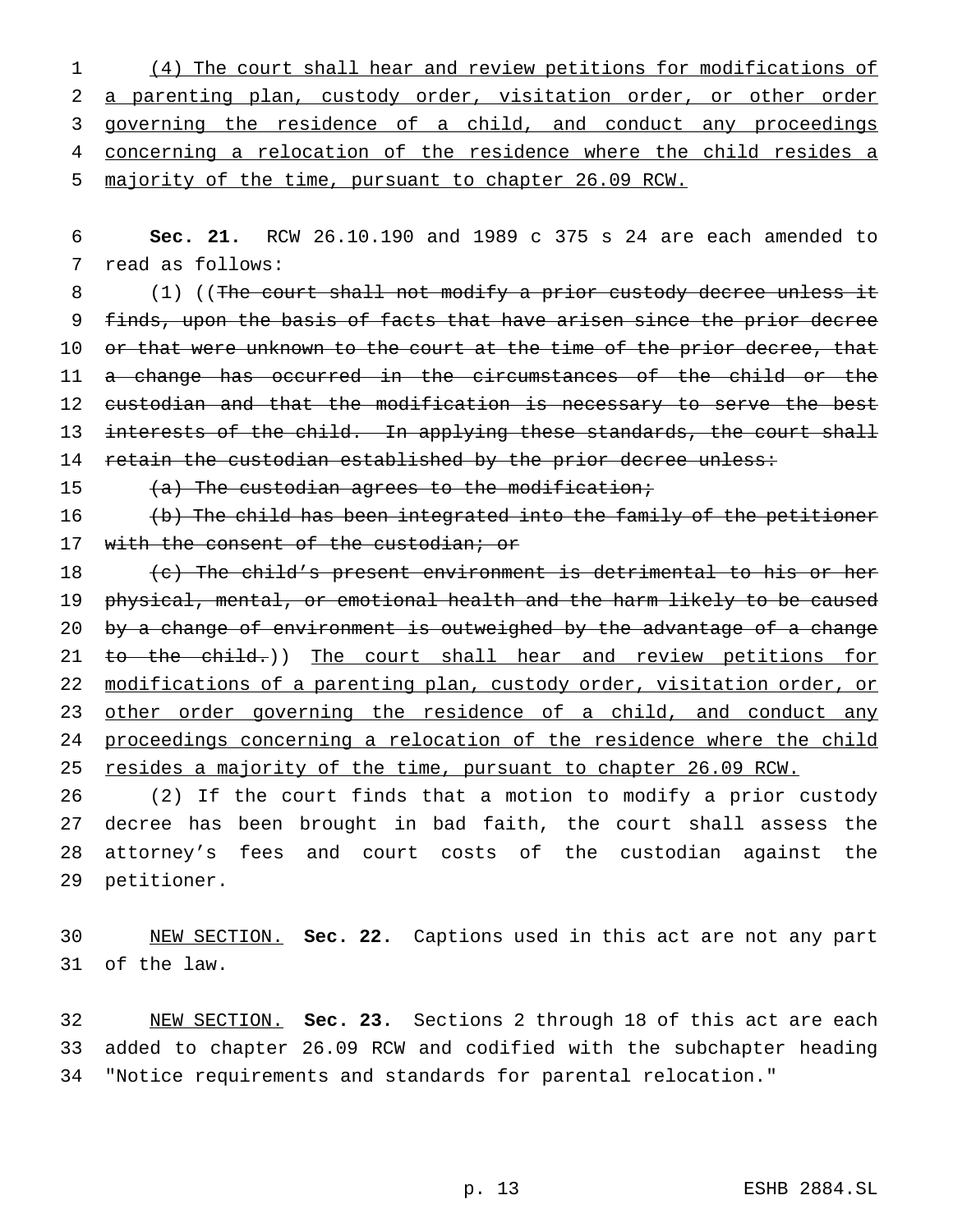<u>(4) The court shall hear and review petitions for modifications of a parenting plan, custody order, visitation order, or other order governing the residence of a child, and conduct any proceedings concerning a relocation of the residence where the child resides a majority of the time, pursuant to chapter 26.09 RCW.</u>

**Sec. 21.** RCW 26.10.190 and 1989 c 375 s 24 are each amended to read as follows:

(1) ((~~The court shall not modify a prior custody decree unless it finds, upon the basis of facts that have arisen since the prior decree or that were unknown to the court at the time of the prior decree, that a change has occurred in the circumstances of the child or the custodian and that the modification is necessary to serve the best interests of the child. In applying these standards, the court shall retain the custodian established by the prior decree unless:~~

~~(a) The custodian agrees to the modification;~~

~~(b) The child has been integrated into the family of the petitioner with the consent of the custodian; or~~

~~(c) The child's present environment is detrimental to his or her physical, mental, or emotional health and the harm likely to be caused by a change of environment is outweighed by the advantage of a change to the child.~~)) <u>The court shall hear and review petitions for modifications of a parenting plan, custody order, visitation order, or other order governing the residence of a child, and conduct any proceedings concerning a relocation of the residence where the child resides a majority of the time, pursuant to chapter 26.09 RCW.</u>

(2) If the court finds that a motion to modify a prior custody decree has been brought in bad faith, the court shall assess the attorney's fees and court costs of the custodian against the petitioner.

<u>NEW SECTION.</u> **Sec. 22.** Captions used in this act are not any part of the law.

<u>NEW SECTION.</u> **Sec. 23.** Sections 2 through 18 of this act are each added to chapter 26.09 RCW and codified with the subchapter heading "Notice requirements and standards for parental relocation."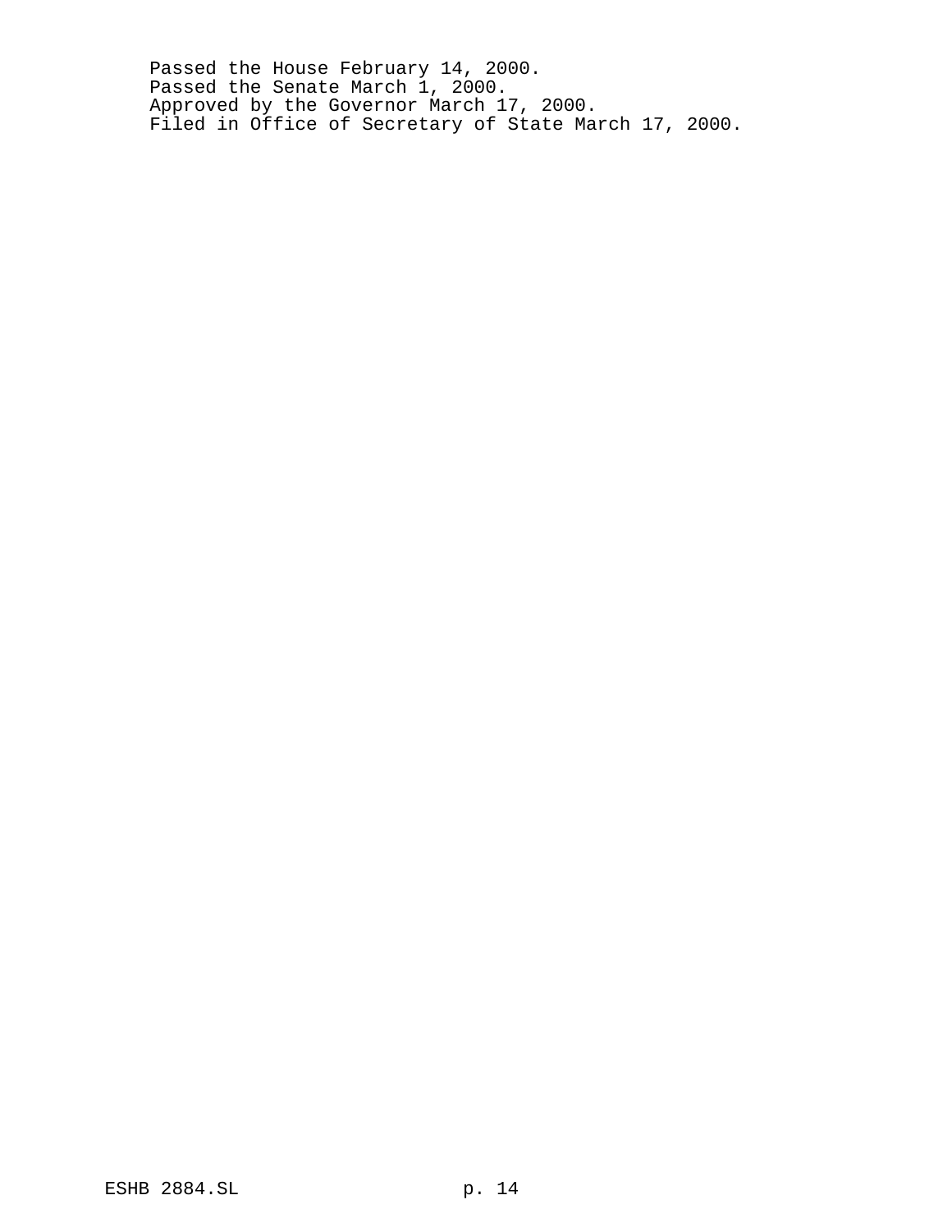Passed the House February 14, 2000.
Passed the Senate March 1, 2000.
Approved by the Governor March 17, 2000.
Filed in Office of Secretary of State March 17, 2000.